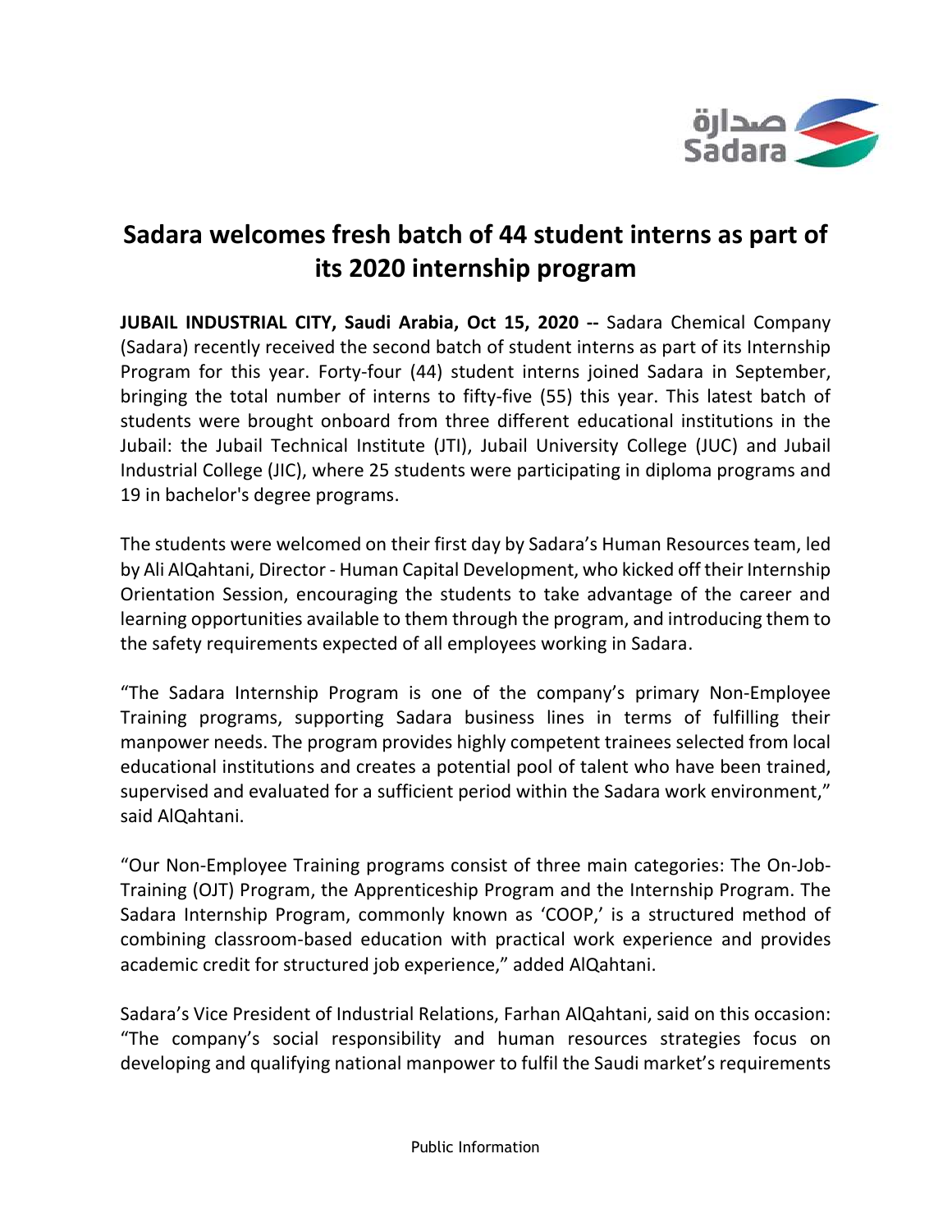# Sadara welcomes fresh batch of 44 student interns as part of its 2020 internship program

**JUBAIL INDUSTRIAL CITY, Saudi Arabia, Oct 15, 2020 --** Sadara Chemical Company (Sadara) recently received the second batch of student interns as part of its Internship Program for this year. Forty-four (44) student interns joined Sadara in September, bringing the total number of interns to fifty-five (55) this year. This latest batch of students were brought onboard from three different educational institutions in the Jubail: the Jubail Technical Institute (JTI), Jubail University College (JUC) and Jubail Industrial College (JIC), where 25 students were participating in diploma programs and 19 in bachelor's degree programs.

The students were welcomed on their first day by Sadara's Human Resources team, led by Ali AlQahtani, Director - Human Capital Development, who kicked off their Internship Orientation Session, encouraging the students to take advantage of the career and learning opportunities available to them through the program, and introducing them to the safety requirements expected of all employees working in Sadara.

"The Sadara Internship Program is one of the company's primary Non-Employee Training programs, supporting Sadara business lines in terms of fulfilling their manpower needs. The program provides highly competent trainees selected from local educational institutions and creates a potential pool of talent who have been trained, supervised and evaluated for a sufficient period within the Sadara work environment," said AlQahtani.

"Our Non-Employee Training programs consist of three main categories: The On-Job-Training (OJT) Program, the Apprenticeship Program and the Internship Program. The Sadara Internship Program, commonly known as 'COOP,' is a structured method of combining classroom-based education with practical work experience and provides academic credit for structured job experience," added AlQahtani.

Sadara's Vice President of Industrial Relations, Farhan AlQahtani, said on this occasion: "The company's social responsibility and human resources strategies focus on developing and qualifying national manpower to fulfil the Saudi market's requirements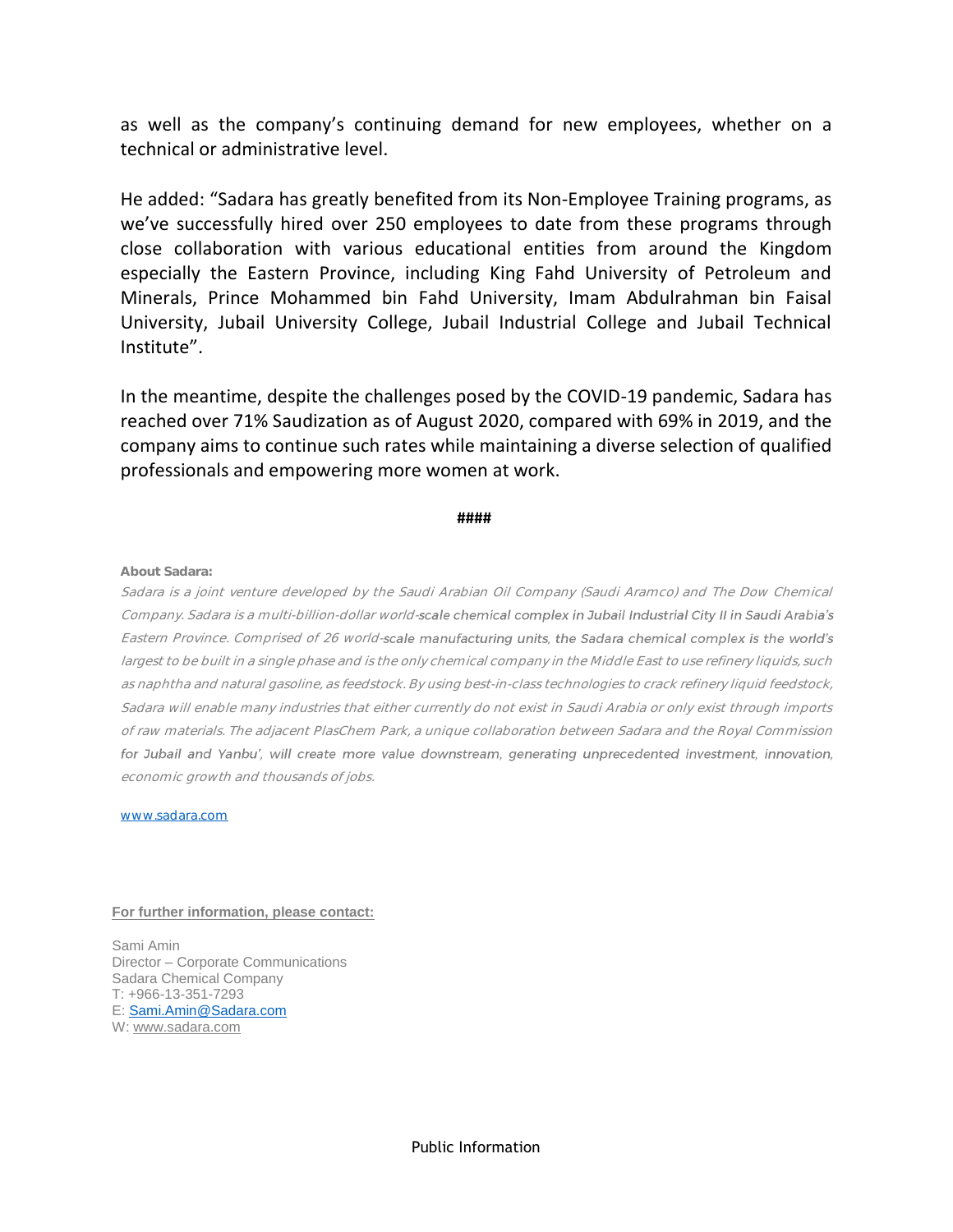as well as the company's continuing demand for new employees, whether on a technical or administrative level.

He added: "Sadara has greatly benefited from its Non-Employee Training programs, as we've successfully hired over 250 employees to date from these programs through close collaboration with various educational entities from around the Kingdom especially the Eastern Province, including King Fahd University of Petroleum and Minerals, Prince Mohammed bin Fahd University, Imam Abdulrahman bin Faisal University, Jubail University College, Jubail Industrial College and Jubail Technical Institute".

In the meantime, despite the challenges posed by the COVID-19 pandemic, Sadara has reached over 71% Saudization as of August 2020, compared with 69% in 2019, and the company aims to continue such rates while maintaining a diverse selection of qualified professionals and empowering more women at work.

####

**About Sadara:**

*Sadara is a joint venture developed by the Saudi Arabian Oil Company (Saudi Aramco) and The Dow Chemical Company. Sadara is a multi-billion-dollar world-scale chemical complex in Jubail Industrial City II in Saudi Arabia's Eastern Province. Comprised of 26 world-scale manufacturing units, the Sadara chemical complex is the world's largest to be built in a single phase and is the only chemical company in the Middle East to use refinery liquids, such as naphtha and natural gasoline, as feedstock. By using best-in-class technologies to crack refinery liquid feedstock, Sadara will enable many industries that either currently do not exist in Saudi Arabia or only exist through imports of raw materials. The adjacent PlasChem Park, a unique collaboration between Sadara and the Royal Commission for Jubail and Yanbu', will create more value downstream, generating unprecedented investment, innovation, economic growth and thousands of jobs.*

www.sadara.com

**For further information, please contact:**

Sami Amin
Director – Corporate Communications
Sadara Chemical Company
T: +966-13-351-7293
E: Sami.Amin@Sadara.com
W: www.sadara.com

Public Information